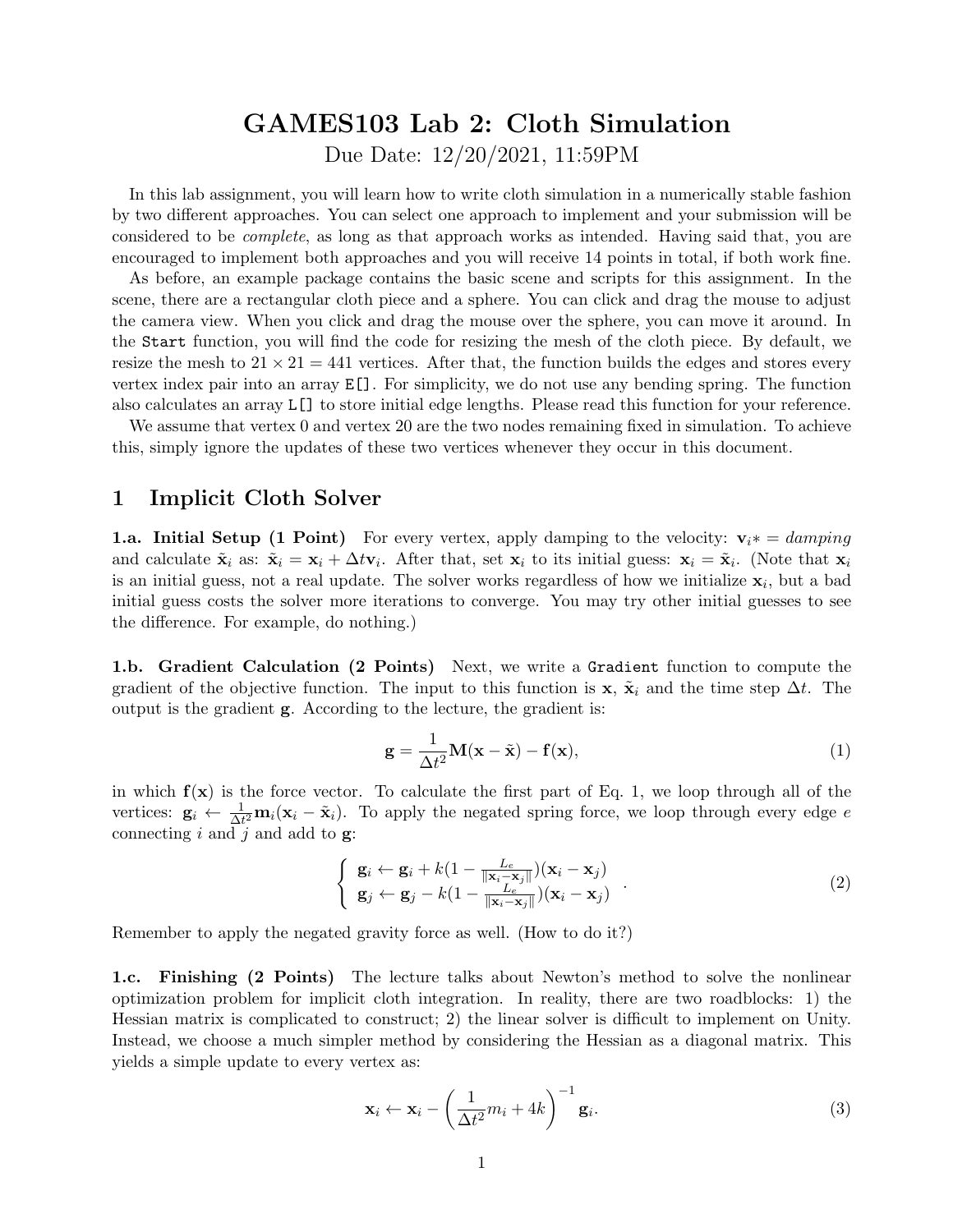# GAMES103 Lab 2: Cloth Simulation

Due Date: 12/20/2021, 11:59PM

In this lab assignment, you will learn how to write cloth simulation in a numerically stable fashion by two different approaches. You can select one approach to implement and your submission will be considered to be *complete*, as long as that approach works as intended. Having said that, you are encouraged to implement both approaches and you will receive 14 points in total, if both work fine.

As before, an example package contains the basic scene and scripts for this assignment. In the scene, there are a rectangular cloth piece and a sphere. You can click and drag the mouse to adjust the camera view. When you click and drag the mouse over the sphere, you can move it around. In the `Start` function, you will find the code for resizing the mesh of the cloth piece. By default, we resize the mesh to $21 \times 21 = 441$ vertices. After that, the function builds the edges and stores every vertex index pair into an array `E[]`. For simplicity, we do not use any bending spring. The function also calculates an array `L[]` to store initial edge lengths. Please read this function for your reference.

We assume that vertex 0 and vertex 20 are the two nodes remaining fixed in simulation. To achieve this, simply ignore the updates of these two vertices whenever they occur in this document.

## 1 Implicit Cloth Solver

**1.a. Initial Setup (1 Point)** For every vertex, apply damping to the velocity: $\mathbf{v}_i * = damping$ and calculate $\tilde{\mathbf{x}}_i$ as: $\tilde{\mathbf{x}}_i = \mathbf{x}_i + \Delta t \mathbf{v}_i$. After that, set $\mathbf{x}_i$ to its initial guess: $\mathbf{x}_i = \tilde{\mathbf{x}}_i$. (Note that $\mathbf{x}_i$ is an initial guess, not a real update. The solver works regardless of how we initialize $\mathbf{x}_i$, but a bad initial guess costs the solver more iterations to converge. You may try other initial guesses to see the difference. For example, do nothing.)

**1.b. Gradient Calculation (2 Points)** Next, we write a `Gradient` function to compute the gradient of the objective function. The input to this function is $\mathbf{x}$, $\tilde{\mathbf{x}}_i$ and the time step $\Delta t$. The output is the gradient $\mathbf{g}$. According to the lecture, the gradient is:

$$\mathbf{g} = \frac{1}{\Delta t^2}\mathbf{M}(\mathbf{x} - \tilde{\mathbf{x}}) - \mathbf{f}(\mathbf{x}), \tag{1}$$

in which $\mathbf{f}(\mathbf{x})$ is the force vector. To calculate the first part of Eq. 1, we loop through all of the vertices: $\mathbf{g}_i \leftarrow \frac{1}{\Delta t^2}\mathbf{m}_i(\mathbf{x}_i - \tilde{\mathbf{x}}_i)$. To apply the negated spring force, we loop through every edge $e$ connecting $i$ and $j$ and add to $\mathbf{g}$:

$$\begin{cases} \mathbf{g}_i \leftarrow \mathbf{g}_i + k(1 - \frac{L_e}{\|\mathbf{x}_i - \mathbf{x}_j\|})(\mathbf{x}_i - \mathbf{x}_j) \\ \mathbf{g}_j \leftarrow \mathbf{g}_j - k(1 - \frac{L_e}{\|\mathbf{x}_i - \mathbf{x}_j\|})(\mathbf{x}_i - \mathbf{x}_j) \end{cases}. \tag{2}$$

Remember to apply the negated gravity force as well. (How to do it?)

**1.c. Finishing (2 Points)** The lecture talks about Newton's method to solve the nonlinear optimization problem for implicit cloth integration. In reality, there are two roadblocks: 1) the Hessian matrix is complicated to construct; 2) the linear solver is difficult to implement on Unity. Instead, we choose a much simpler method by considering the Hessian as a diagonal matrix. This yields a simple update to every vertex as:

$$\mathbf{x}_i \leftarrow \mathbf{x}_i - \left(\frac{1}{\Delta t^2}m_i + 4k\right)^{-1}\mathbf{g}_i. \tag{3}$$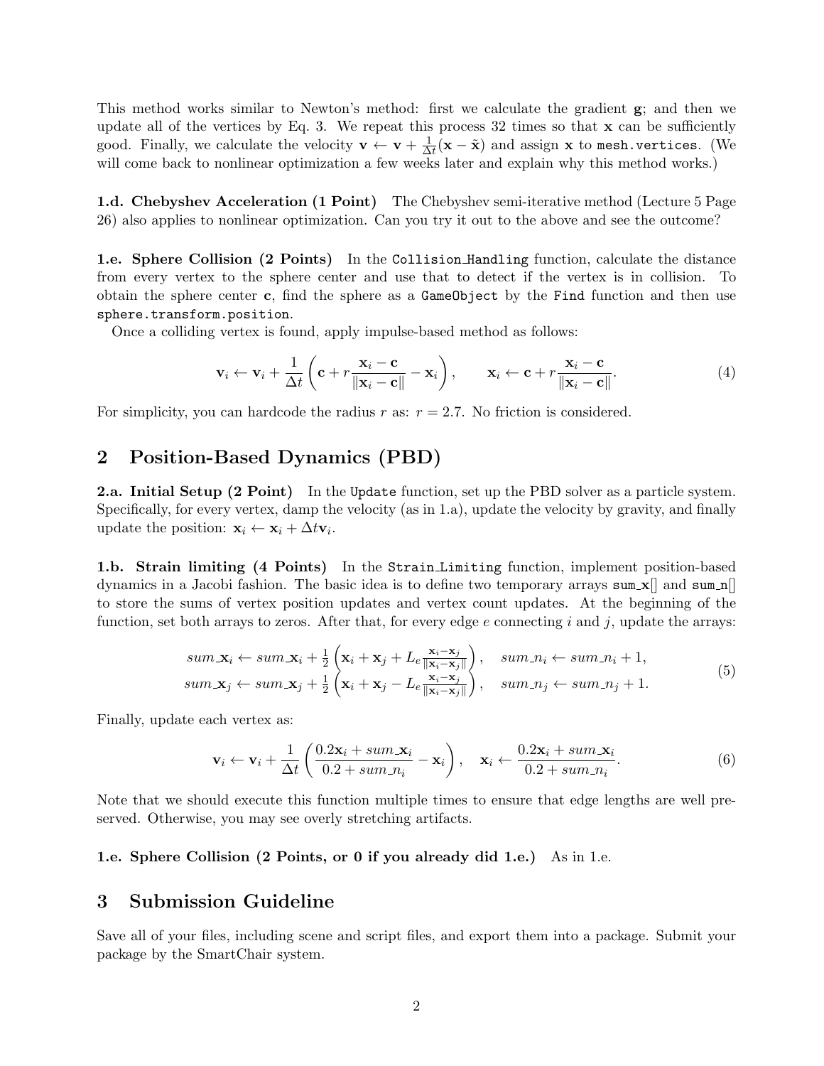This method works similar to Newton's method: first we calculate the gradient $\mathbf{g}$; and then we update all of the vertices by Eq. 3. We repeat this process 32 times so that $\mathbf{x}$ can be sufficiently good. Finally, we calculate the velocity $\mathbf{v} \leftarrow \mathbf{v} + \frac{1}{\Delta t}(\mathbf{x} - \tilde{\mathbf{x}})$ and assign $\mathbf{x}$ to `mesh.vertices`. (We will come back to nonlinear optimization a few weeks later and explain why this method works.)

**1.d. Chebyshev Acceleration (1 Point)** The Chebyshev semi-iterative method (Lecture 5 Page 26) also applies to nonlinear optimization. Can you try it out to the above and see the outcome?

**1.e. Sphere Collision (2 Points)** In the `Collision_Handling` function, calculate the distance from every vertex to the sphere center and use that to detect if the vertex is in collision. To obtain the sphere center $\mathbf{c}$, find the sphere as a `GameObject` by the `Find` function and then use `sphere.transform.position`.

Once a colliding vertex is found, apply impulse-based method as follows:

$$\mathbf{v}_i \leftarrow \mathbf{v}_i + \frac{1}{\Delta t}\left(\mathbf{c} + r\frac{\mathbf{x}_i - \mathbf{c}}{\|\mathbf{x}_i - \mathbf{c}\|} - \mathbf{x}_i\right), \qquad \mathbf{x}_i \leftarrow \mathbf{c} + r\frac{\mathbf{x}_i - \mathbf{c}}{\|\mathbf{x}_i - \mathbf{c}\|}. \tag{4}$$

For simplicity, you can hardcode the radius $r$ as: $r = 2.7$. No friction is considered.

## 2 Position-Based Dynamics (PBD)

**2.a. Initial Setup (2 Point)** In the `Update` function, set up the PBD solver as a particle system. Specifically, for every vertex, damp the velocity (as in 1.a), update the velocity by gravity, and finally update the position: $\mathbf{x}_i \leftarrow \mathbf{x}_i + \Delta t \mathbf{v}_i$.

**1.b. Strain limiting (4 Points)** In the `Strain_Limiting` function, implement position-based dynamics in a Jacobi fashion. The basic idea is to define two temporary arrays `sum_x[]` and `sum_n[]` to store the sums of vertex position updates and vertex count updates. At the beginning of the function, set both arrays to zeros. After that, for every edge $e$ connecting $i$ and $j$, update the arrays:

$$\begin{aligned} sum\_\mathbf{x}_i &\leftarrow sum\_\mathbf{x}_i + \tfrac{1}{2}\left(\mathbf{x}_i + \mathbf{x}_j + L_e\tfrac{\mathbf{x}_i - \mathbf{x}_j}{\|\mathbf{x}_i - \mathbf{x}_j\|}\right), \quad sum\_n_i \leftarrow sum\_n_i + 1, \\ sum\_\mathbf{x}_j &\leftarrow sum\_\mathbf{x}_j + \tfrac{1}{2}\left(\mathbf{x}_i + \mathbf{x}_j - L_e\tfrac{\mathbf{x}_i - \mathbf{x}_j}{\|\mathbf{x}_i - \mathbf{x}_j\|}\right), \quad sum\_n_j \leftarrow sum\_n_j + 1. \end{aligned} \tag{5}$$

Finally, update each vertex as:

$$\mathbf{v}_i \leftarrow \mathbf{v}_i + \frac{1}{\Delta t}\left(\frac{0.2\mathbf{x}_i + sum\_\mathbf{x}_i}{0.2 + sum\_n_i} - \mathbf{x}_i\right), \quad \mathbf{x}_i \leftarrow \frac{0.2\mathbf{x}_i + sum\_\mathbf{x}_i}{0.2 + sum\_n_i}. \tag{6}$$

Note that we should execute this function multiple times to ensure that edge lengths are well preserved. Otherwise, you may see overly stretching artifacts.

**1.e. Sphere Collision (2 Points, or 0 if you already did 1.e.)** As in 1.e.

## 3 Submission Guideline

Save all of your files, including scene and script files, and export them into a package. Submit your package by the SmartChair system.